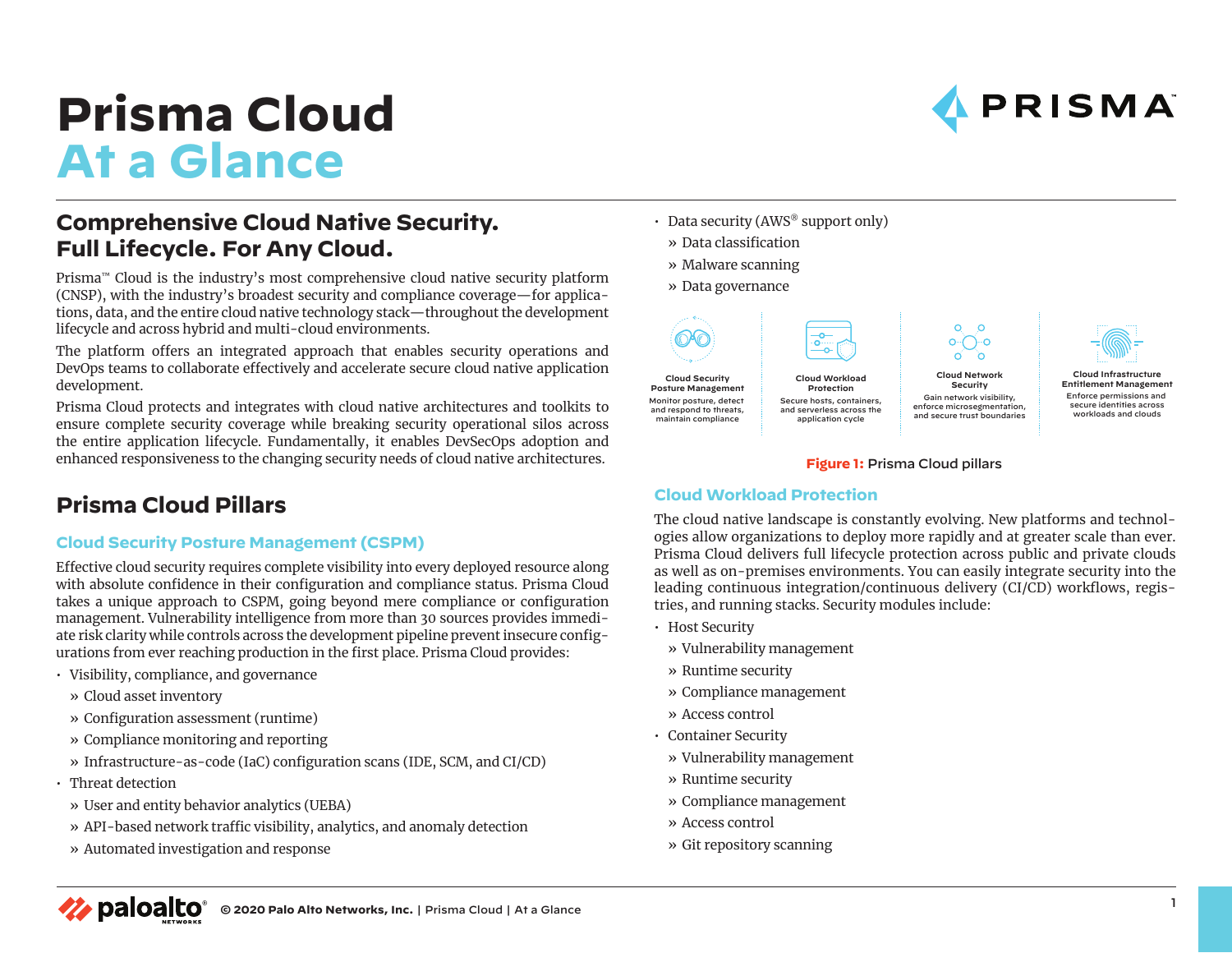# Prisma Cloud
# At a Glance

## Comprehensive Cloud Native Security. Full Lifecycle. For Any Cloud.

Prisma™ Cloud is the industry's most comprehensive cloud native security platform (CNSP), with the industry's broadest security and compliance coverage—for applications, data, and the entire cloud native technology stack—throughout the development lifecycle and across hybrid and multi-cloud environments.

The platform offers an integrated approach that enables security operations and DevOps teams to collaborate effectively and accelerate secure cloud native application development.

Prisma Cloud protects and integrates with cloud native architectures and toolkits to ensure complete security coverage while breaking security operational silos across the entire application lifecycle. Fundamentally, it enables DevSecOps adoption and enhanced responsiveness to the changing security needs of cloud native architectures.

## Prisma Cloud Pillars

### Cloud Security Posture Management (CSPM)

Effective cloud security requires complete visibility into every deployed resource along with absolute confidence in their configuration and compliance status. Prisma Cloud takes a unique approach to CSPM, going beyond mere compliance or configuration management. Vulnerability intelligence from more than 30 sources provides immediate risk clarity while controls across the development pipeline prevent insecure configurations from ever reaching production in the first place. Prisma Cloud provides:

- Visibility, compliance, and governance
  - » Cloud asset inventory
  - » Configuration assessment (runtime)
  - » Compliance monitoring and reporting
  - » Infrastructure-as-code (IaC) configuration scans (IDE, SCM, and CI/CD)
- Threat detection
  - » User and entity behavior analytics (UEBA)
  - » API-based network traffic visibility, analytics, and anomaly detection
  - » Automated investigation and response
- Data security (AWS® support only)
  - » Data classification
  - » Malware scanning
  - » Data governance

**Cloud Security Posture Management**
Monitor posture, detect and respond to threats, maintain compliance

**Cloud Workload Protection**
Secure hosts, containers, and serverless across the application cycle

**Cloud Network Security**
Gain network visibility, enforce microsegmentation, and secure trust boundaries

**Cloud Infrastructure Entitlement Management**
Enforce permissions and secure identities across workloads and clouds

**Figure 1:** Prisma Cloud pillars

### Cloud Workload Protection

The cloud native landscape is constantly evolving. New platforms and technologies allow organizations to deploy more rapidly and at greater scale than ever. Prisma Cloud delivers full lifecycle protection across public and private clouds as well as on-premises environments. You can easily integrate security into the leading continuous integration/continuous delivery (CI/CD) workflows, registries, and running stacks. Security modules include:

- Host Security
  - » Vulnerability management
  - » Runtime security
  - » Compliance management
  - » Access control
- Container Security
  - » Vulnerability management
  - » Runtime security
  - » Compliance management
  - » Access control
  - » Git repository scanning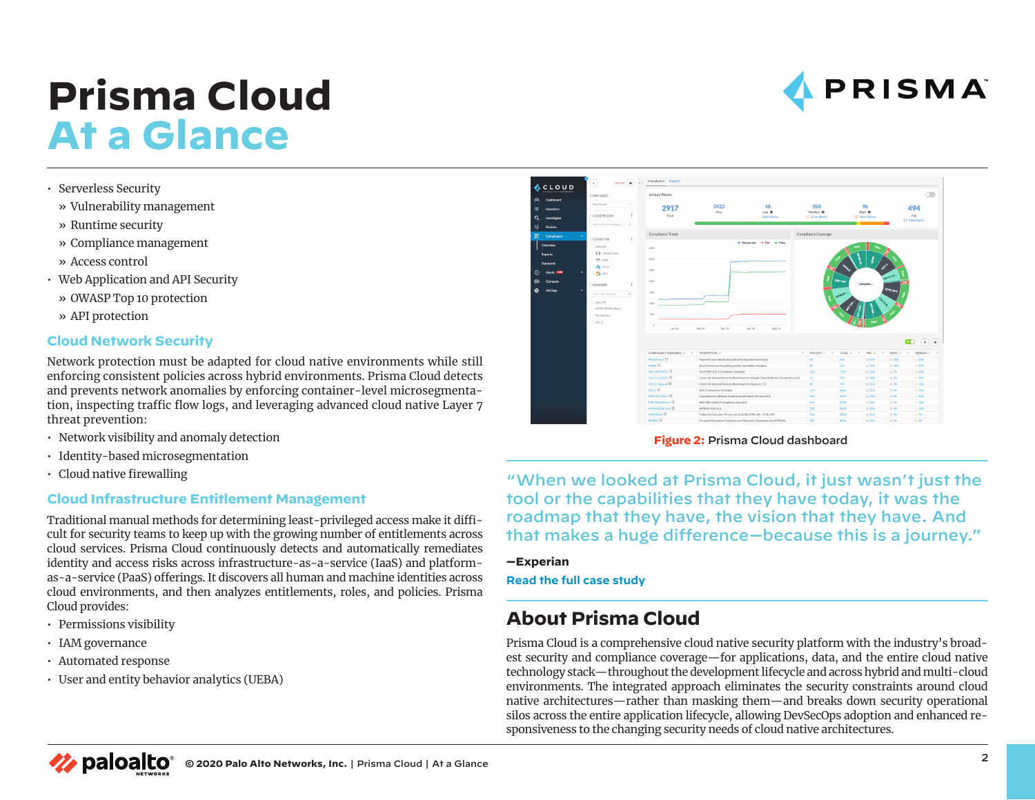# Prisma Cloud
# At a Glance

- Serverless Security
  - » Vulnerability management
  - » Runtime security
  - » Compliance management
  - » Access control
- Web Application and API Security
  - » OWASP Top 10 protection
  - » API protection

### Cloud Network Security

Network protection must be adapted for cloud native environments while still enforcing consistent policies across hybrid environments. Prisma Cloud detects and prevents network anomalies by enforcing container-level microsegmentation, inspecting traffic flow logs, and leveraging advanced cloud native Layer 7 threat prevention:

- Network visibility and anomaly detection
- Identity-based microsegmentation
- Cloud native firewalling

### Cloud Infrastructure Entitlement Management

Traditional manual methods for determining least-privileged access make it difficult for security teams to keep up with the growing number of entitlements across cloud services. Prisma Cloud continuously detects and automatically remediates identity and access risks across infrastructure-as-a-service (IaaS) and platform-as-a-service (PaaS) offerings. It discovers all human and machine identities across cloud environments, and then analyzes entitlements, roles, and policies. Prisma Cloud provides:

- Permissions visibility
- IAM governance
- Automated response
- User and entity behavior analytics (UEBA)

**Figure 2:** Prisma Cloud dashboard

"When we looked at Prisma Cloud, it just wasn't just the tool or the capabilities that they have today, it was the roadmap that they have, the vision that they have. And that makes a huge difference—because this is a journey."

**—Experian**

**Read the full case study**

## About Prisma Cloud

Prisma Cloud is a comprehensive cloud native security platform with the industry's broadest security and compliance coverage—for applications, data, and the entire cloud native technology stack—throughout the development lifecycle and across hybrid and multi-cloud environments. The integrated approach eliminates the security constraints around cloud native architectures—rather than masking them—and breaks down security operational silos across the entire application lifecycle, allowing DevSecOps adoption and enhanced responsiveness to the changing security needs of cloud native architectures.

© 2020 Palo Alto Networks, Inc. | Prisma Cloud | At a Glance